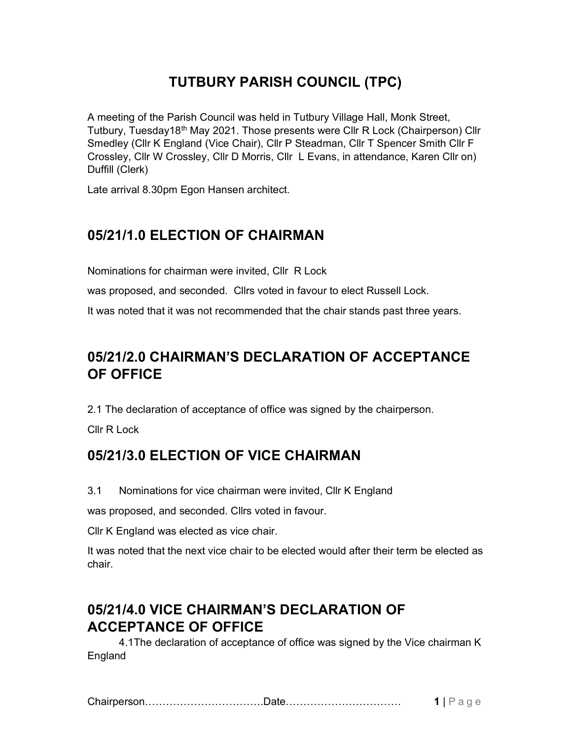# TUTBURY PARISH COUNCIL (TPC)

A meeting of the Parish Council was held in Tutbury Village Hall, Monk Street, Tutbury, Tuesday18th May 2021. Those presents were Cllr R Lock (Chairperson) Cllr Smedley (Cllr K England (Vice Chair), Cllr P Steadman, Cllr T Spencer Smith Cllr F Crossley, Cllr W Crossley, Cllr D Morris, Cllr L Evans, in attendance, Karen Cllr on) Duffill (Clerk)

Late arrival 8.30pm Egon Hansen architect.

## 05/21/1.0 ELECTION OF CHAIRMAN

Nominations for chairman were invited, Cllr R Lock

was proposed, and seconded. Cllrs voted in favour to elect Russell Lock.

It was noted that it was not recommended that the chair stands past three years.

## 05/21/2.0 CHAIRMAN'S DECLARATION OF ACCEPTANCE OF OFFICE

2.1 The declaration of acceptance of office was signed by the chairperson.

Cllr R Lock

## 05/21/3.0 ELECTION OF VICE CHAIRMAN

3.1 Nominations for vice chairman were invited, Cllr K England

was proposed, and seconded. Cllrs voted in favour.

Cllr K England was elected as vice chair.

It was noted that the next vice chair to be elected would after their term be elected as chair.

## 05/21/4.0 VICE CHAIRMAN'S DECLARATION OF ACCEPTANCE OF OFFICE

4.1The declaration of acceptance of office was signed by the Vice chairman K England

Chairperson…………………………….Date……………………………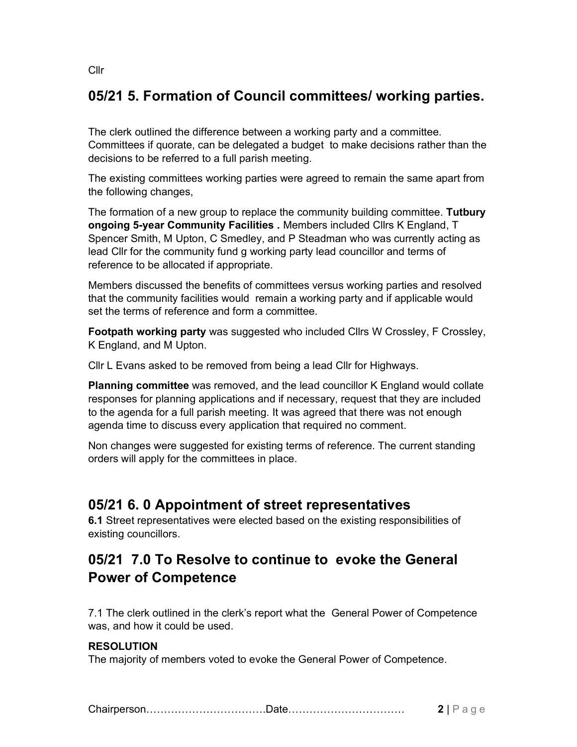Cllr

## 05/21 5. Formation of Council committees/ working parties.

The clerk outlined the difference between a working party and a committee. Committees if quorate, can be delegated a budget to make decisions rather than the decisions to be referred to a full parish meeting.

The existing committees working parties were agreed to remain the same apart from the following changes,

The formation of a new group to replace the community building committee. **Tutbury ongoing 5-year Community Facilities .** Members included Cllrs K England, T Spencer Smith, M Upton, C Smedley, and P Steadman who was currently acting as lead Cllr for the community fund g working party lead councillor and terms of reference to be allocated if appropriate.

Members discussed the benefits of committees versus working parties and resolved that the community facilities would remain a working party and if applicable would set the terms of reference and form a committee.

**Footpath working party** was suggested who included Cllrs W Crossley, F Crossley, K England, and M Upton.

Cllr L Evans asked to be removed from being a lead Cllr for Highways.

**Planning committee** was removed, and the lead councillor K England would collate responses for planning applications and if necessary, request that they are included to the agenda for a full parish meeting. It was agreed that there was not enough agenda time to discuss every application that required no comment.

Non changes were suggested for existing terms of reference. The current standing orders will apply for the committees in place.

## 05/21 6. 0 Appointment of street representatives

**6.1** Street representatives were elected based on the existing responsibilities of existing councillors.

## 05/21 7.0 To Resolve to continue to evoke the General Power of Competence

7.1 The clerk outlined in the clerk's report what the General Power of Competence was, and how it could be used.

**RESOLUTION**
The majority of members voted to evoke the General Power of Competence.

Chairperson…………………………….Date……………………………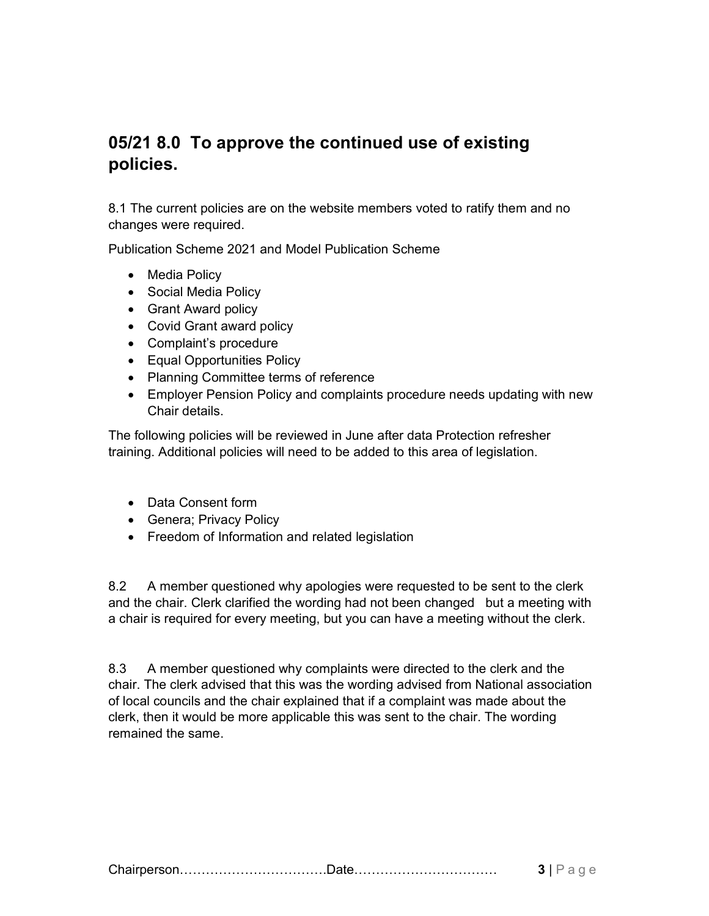## 05/21 8.0 To approve the continued use of existing policies.

8.1 The current policies are on the website members voted to ratify them and no changes were required.

Publication Scheme 2021 and Model Publication Scheme

- Media Policy
- Social Media Policy
- Grant Award policy
- Covid Grant award policy
- Complaint's procedure
- Equal Opportunities Policy
- Planning Committee terms of reference
- Employer Pension Policy and complaints procedure needs updating with new Chair details.

The following policies will be reviewed in June after data Protection refresher training. Additional policies will need to be added to this area of legislation.

- Data Consent form
- Genera; Privacy Policy
- Freedom of Information and related legislation

8.2 A member questioned why apologies were requested to be sent to the clerk and the chair. Clerk clarified the wording had not been changed but a meeting with a chair is required for every meeting, but you can have a meeting without the clerk.

8.3 A member questioned why complaints were directed to the clerk and the chair. The clerk advised that this was the wording advised from National association of local councils and the chair explained that if a complaint was made about the clerk, then it would be more applicable this was sent to the chair. The wording remained the same.

Chairperson…………………………….Date……………………………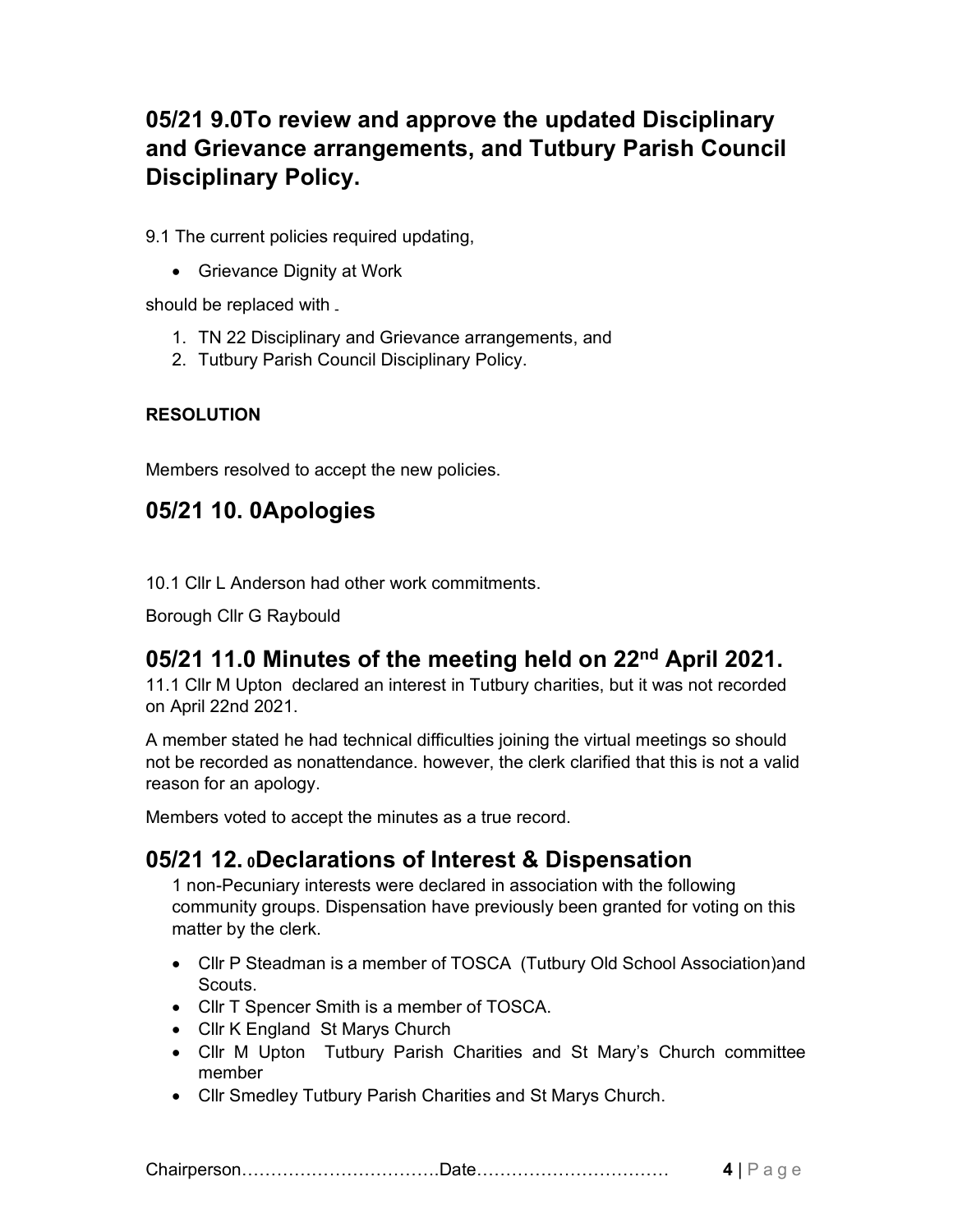## 05/21 9.0To review and approve the updated Disciplinary and Grievance arrangements, and Tutbury Parish Council Disciplinary Policy.

9.1 The current policies required updating,

- Grievance Dignity at Work

should be replaced with

1. TN 22 Disciplinary and Grievance arrangements, and
2. Tutbury Parish Council Disciplinary Policy.

**RESOLUTION**

Members resolved to accept the new policies.

## 05/21 10. 0Apologies

10.1 Cllr L Anderson had other work commitments.

Borough Cllr G Raybould

## 05/21 11.0 Minutes of the meeting held on 22nd April 2021.

11.1 Cllr M Upton declared an interest in Tutbury charities, but it was not recorded on April 22nd 2021.

A member stated he had technical difficulties joining the virtual meetings so should not be recorded as nonattendance. however, the clerk clarified that this is not a valid reason for an apology.

Members voted to accept the minutes as a true record.

## 05/21 12. 0Declarations of Interest & Dispensation

1 non-Pecuniary interests were declared in association with the following community groups. Dispensation have previously been granted for voting on this matter by the clerk.

- Cllr P Steadman is a member of TOSCA (Tutbury Old School Association)and Scouts.
- Cllr T Spencer Smith is a member of TOSCA.
- Cllr K England St Marys Church
- Cllr M Upton Tutbury Parish Charities and St Mary's Church committee member
- Cllr Smedley Tutbury Parish Charities and St Marys Church.

Chairperson……………………………Date……………………………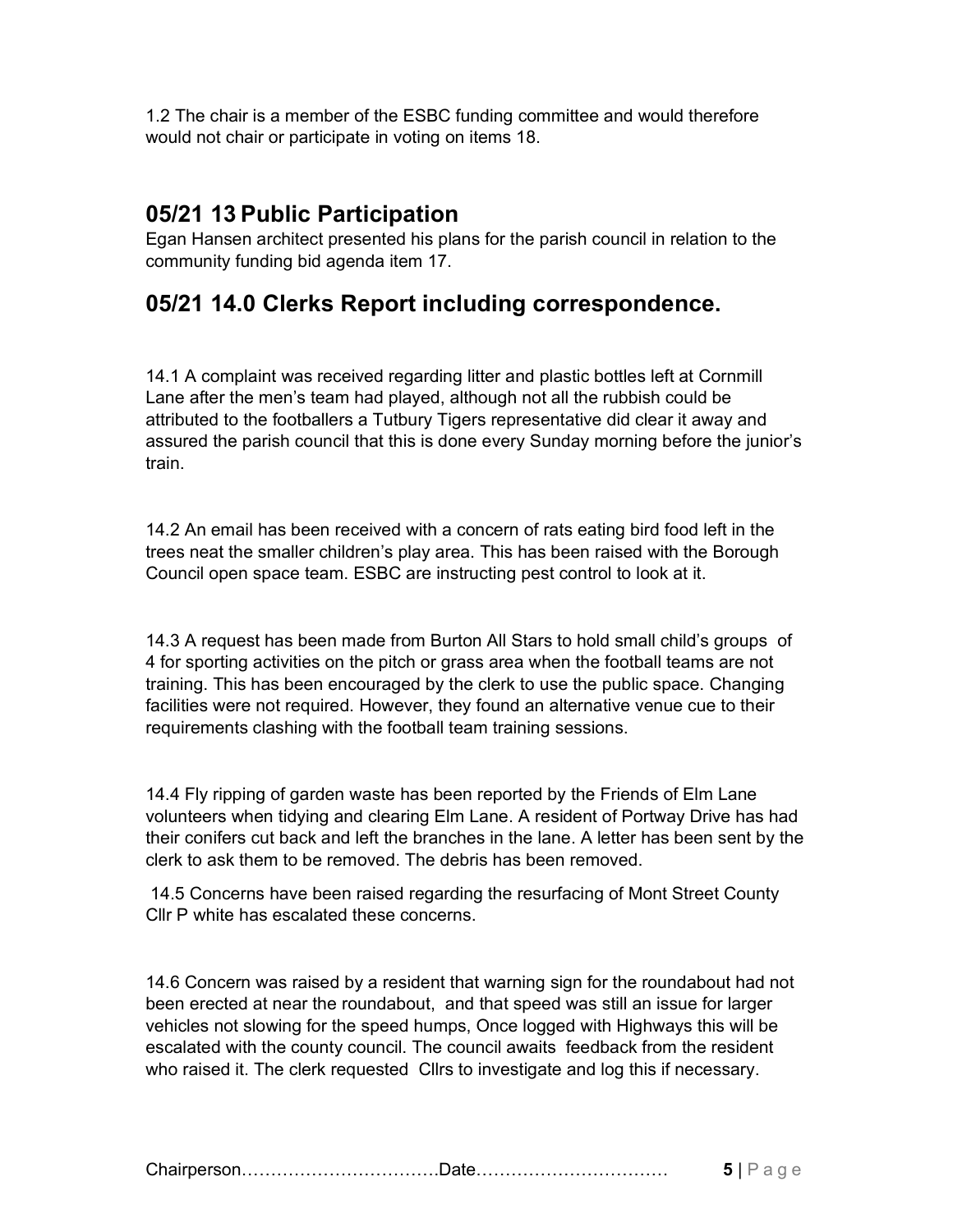1.2 The chair is a member of the ESBC funding committee and would therefore would not chair or participate in voting on items 18.

## 05/21 13 Public Participation

Egan Hansen architect presented his plans for the parish council in relation to the community funding bid agenda item 17.

## 05/21 14.0 Clerks Report including correspondence.

14.1 A complaint was received regarding litter and plastic bottles left at Cornmill Lane after the men's team had played, although not all the rubbish could be attributed to the footballers a Tutbury Tigers representative did clear it away and assured the parish council that this is done every Sunday morning before the junior's train.

14.2 An email has been received with a concern of rats eating bird food left in the trees neat the smaller children's play area. This has been raised with the Borough Council open space team. ESBC are instructing pest control to look at it.

14.3 A request has been made from Burton All Stars to hold small child's groups of 4 for sporting activities on the pitch or grass area when the football teams are not training. This has been encouraged by the clerk to use the public space. Changing facilities were not required. However, they found an alternative venue cue to their requirements clashing with the football team training sessions.

14.4 Fly ripping of garden waste has been reported by the Friends of Elm Lane volunteers when tidying and clearing Elm Lane. A resident of Portway Drive has had their conifers cut back and left the branches in the lane. A letter has been sent by the clerk to ask them to be removed. The debris has been removed.

14.5 Concerns have been raised regarding the resurfacing of Mont Street County Cllr P white has escalated these concerns.

14.6 Concern was raised by a resident that warning sign for the roundabout had not been erected at near the roundabout, and that speed was still an issue for larger vehicles not slowing for the speed humps, Once logged with Highways this will be escalated with the county council. The council awaits feedback from the resident who raised it. The clerk requested Cllrs to investigate and log this if necessary.

Chairperson……………………………Date……………………………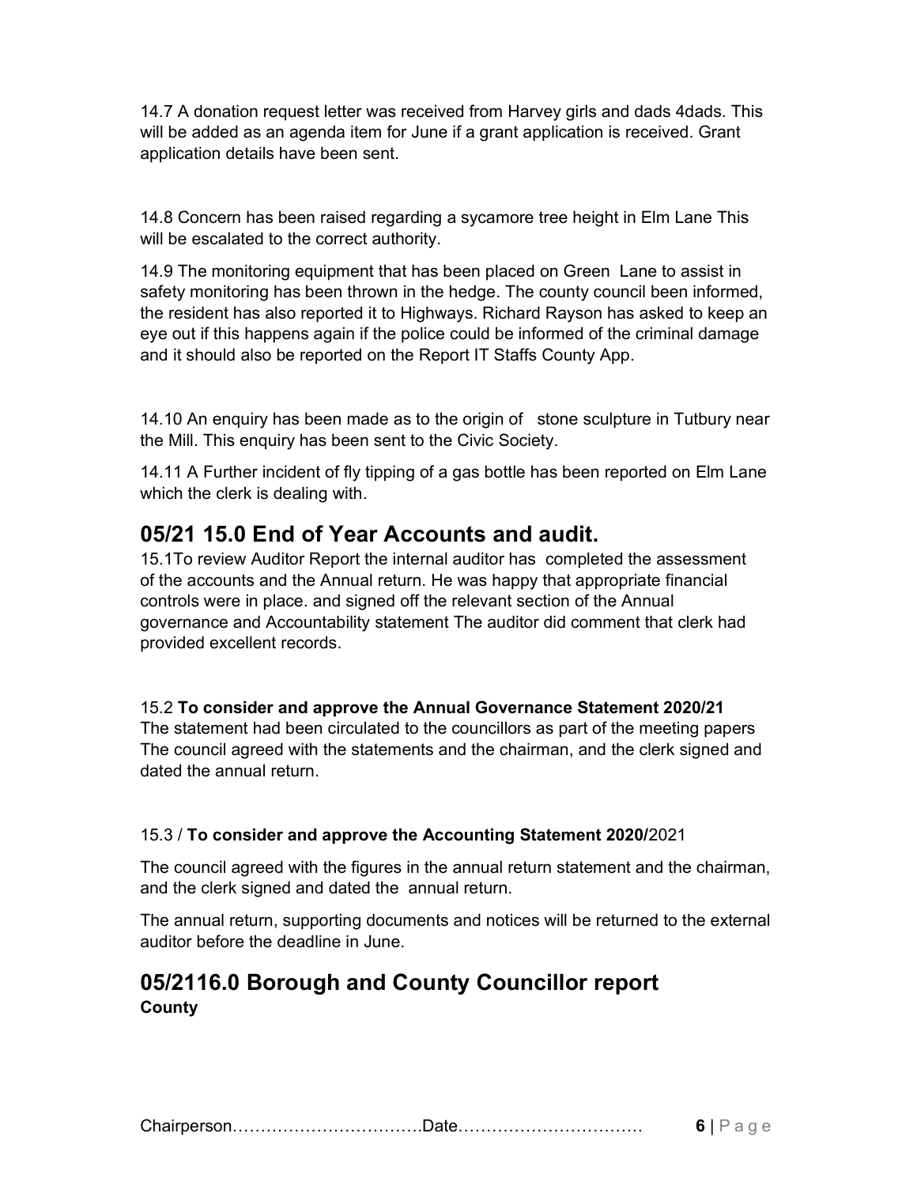14.7 A donation request letter was received from Harvey girls and dads 4dads. This will be added as an agenda item for June if a grant application is received. Grant application details have been sent.

14.8 Concern has been raised regarding a sycamore tree height in Elm Lane This will be escalated to the correct authority.

14.9 The monitoring equipment that has been placed on Green Lane to assist in safety monitoring has been thrown in the hedge. The county council been informed, the resident has also reported it to Highways. Richard Rayson has asked to keep an eye out if this happens again if the police could be informed of the criminal damage and it should also be reported on the Report IT Staffs County App.

14.10 An enquiry has been made as to the origin of stone sculpture in Tutbury near the Mill. This enquiry has been sent to the Civic Society.

14.11 A Further incident of fly tipping of a gas bottle has been reported on Elm Lane which the clerk is dealing with.

## 05/21 15.0 End of Year Accounts and audit.

15.1To review Auditor Report the internal auditor has completed the assessment of the accounts and the Annual return. He was happy that appropriate financial controls were in place. and signed off the relevant section of the Annual governance and Accountability statement The auditor did comment that clerk had provided excellent records.

15.2 **To consider and approve the Annual Governance Statement 2020/21**
The statement had been circulated to the councillors as part of the meeting papers The council agreed with the statements and the chairman, and the clerk signed and dated the annual return.

15.3 / **To consider and approve the Accounting Statement 2020/**2021

The council agreed with the figures in the annual return statement and the chairman, and the clerk signed and dated the annual return.

The annual return, supporting documents and notices will be returned to the external auditor before the deadline in June.

## 05/2116.0 Borough and County Councillor report

**County**

Chairperson…………………………….Date……………………………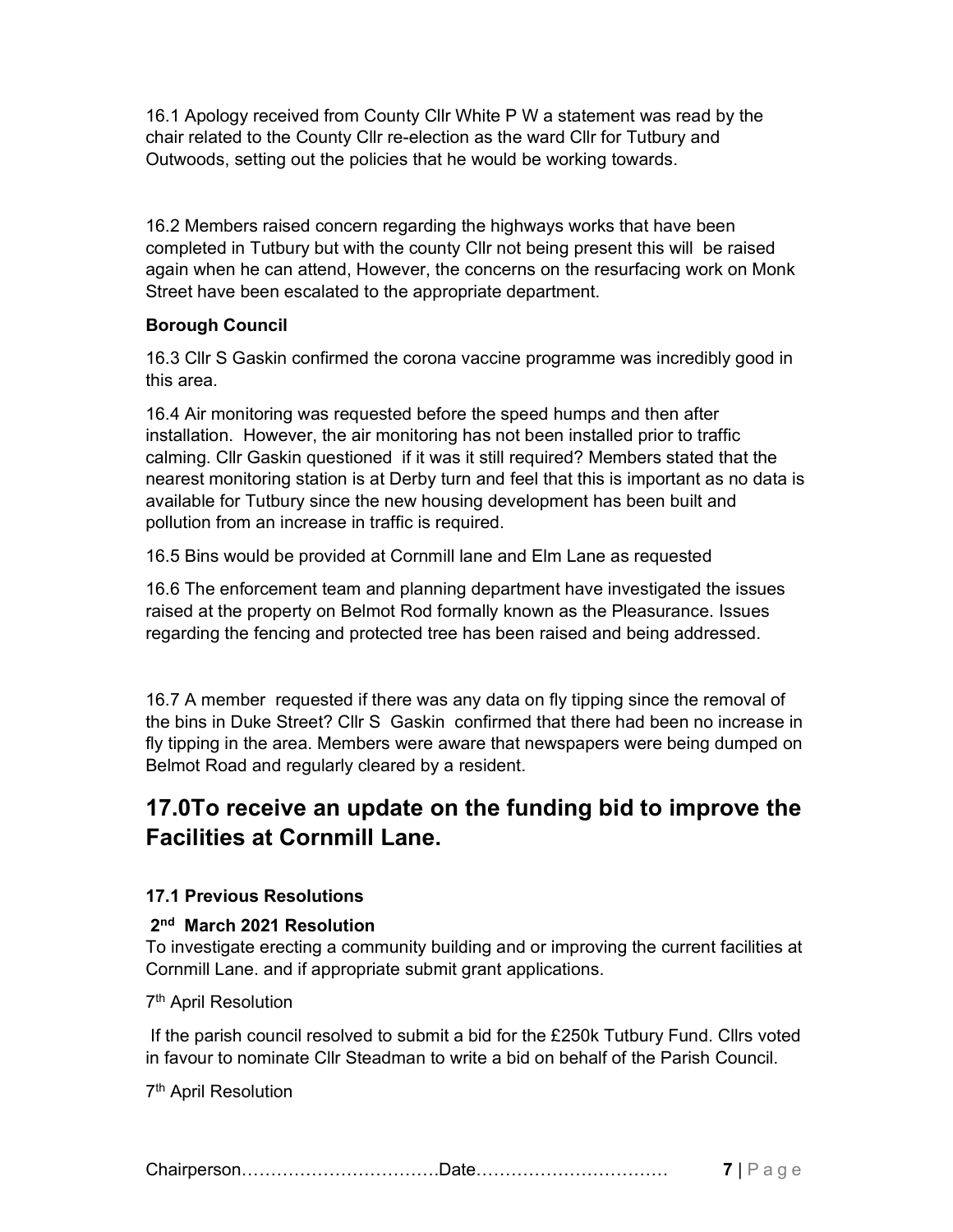16.1 Apology received from County Cllr White P W a statement was read by the chair related to the County Cllr re-election as the ward Cllr for Tutbury and Outwoods, setting out the policies that he would be working towards.

16.2 Members raised concern regarding the highways works that have been completed in Tutbury but with the county Cllr not being present this will be raised again when he can attend, However, the concerns on the resurfacing work on Monk Street have been escalated to the appropriate department.

**Borough Council**

16.3 Cllr S Gaskin confirmed the corona vaccine programme was incredibly good in this area.

16.4 Air monitoring was requested before the speed humps and then after installation. However, the air monitoring has not been installed prior to traffic calming. Cllr Gaskin questioned if it was it still required? Members stated that the nearest monitoring station is at Derby turn and feel that this is important as no data is available for Tutbury since the new housing development has been built and pollution from an increase in traffic is required.

16.5 Bins would be provided at Cornmill lane and Elm Lane as requested

16.6 The enforcement team and planning department have investigated the issues raised at the property on Belmot Rod formally known as the Pleasurance. Issues regarding the fencing and protected tree has been raised and being addressed.

16.7 A member requested if there was any data on fly tipping since the removal of the bins in Duke Street? Cllr S Gaskin confirmed that there had been no increase in fly tipping in the area. Members were aware that newspapers were being dumped on Belmot Road and regularly cleared by a resident.

## 17.0To receive an update on the funding bid to improve the Facilities at Cornmill Lane.

#### 17.1 Previous Resolutions

**2nd March 2021 Resolution**

To investigate erecting a community building and or improving the current facilities at Cornmill Lane. and if appropriate submit grant applications.

7th April Resolution

If the parish council resolved to submit a bid for the £250k Tutbury Fund. Cllrs voted in favour to nominate Cllr Steadman to write a bid on behalf of the Parish Council.

7th April Resolution

Chairperson…………………………….Date……………………………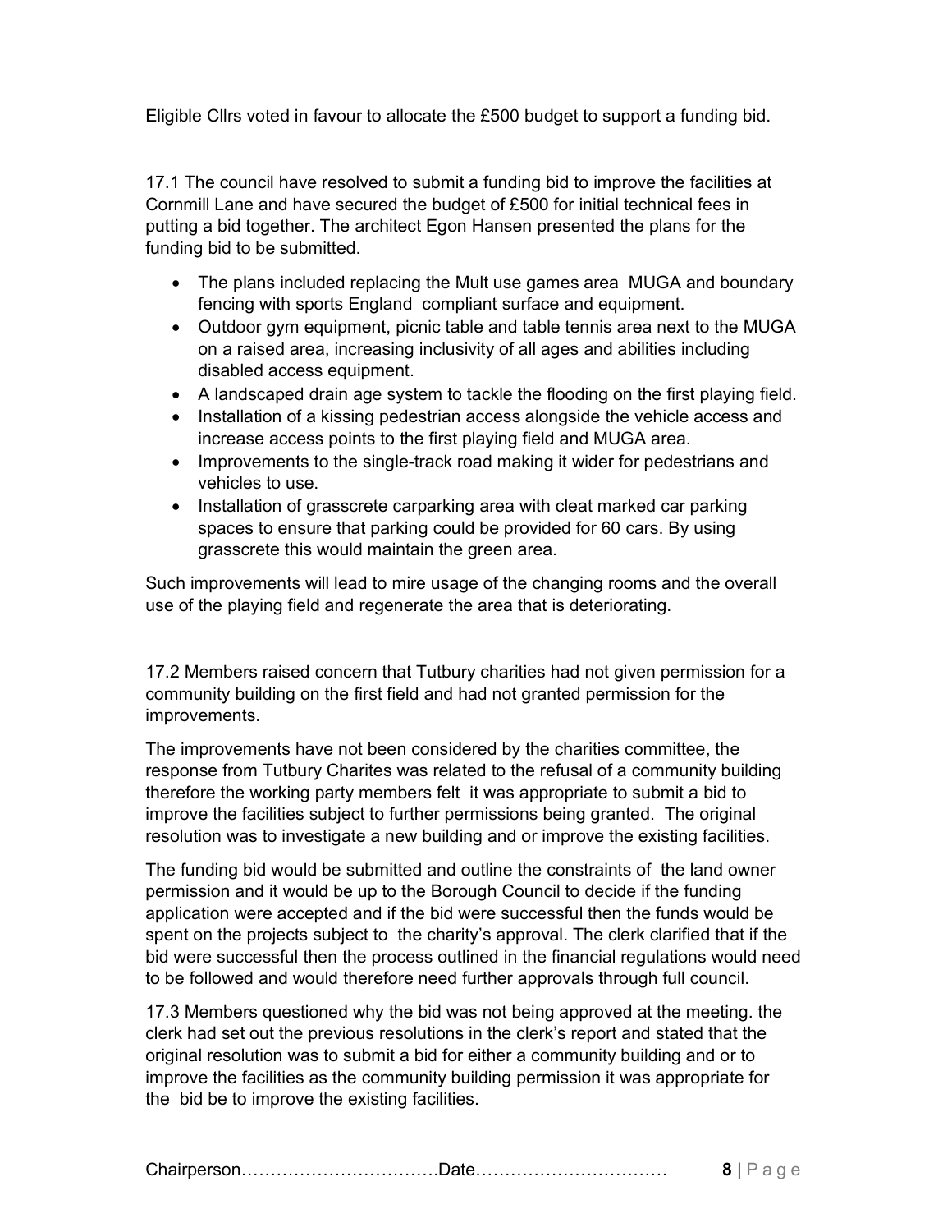Eligible Cllrs voted in favour to allocate the £500 budget to support a funding bid.

17.1 The council have resolved to submit a funding bid to improve the facilities at Cornmill Lane and have secured the budget of £500 for initial technical fees in putting a bid together. The architect Egon Hansen presented the plans for the funding bid to be submitted.

- The plans included replacing the Mult use games area MUGA and boundary fencing with sports England compliant surface and equipment.
- Outdoor gym equipment, picnic table and table tennis area next to the MUGA on a raised area, increasing inclusivity of all ages and abilities including disabled access equipment.
- A landscaped drain age system to tackle the flooding on the first playing field.
- Installation of a kissing pedestrian access alongside the vehicle access and increase access points to the first playing field and MUGA area.
- Improvements to the single-track road making it wider for pedestrians and vehicles to use.
- Installation of grasscrete carparking area with cleat marked car parking spaces to ensure that parking could be provided for 60 cars. By using grasscrete this would maintain the green area.

Such improvements will lead to mire usage of the changing rooms and the overall use of the playing field and regenerate the area that is deteriorating.

17.2 Members raised concern that Tutbury charities had not given permission for a community building on the first field and had not granted permission for the improvements.

The improvements have not been considered by the charities committee, the response from Tutbury Charites was related to the refusal of a community building therefore the working party members felt it was appropriate to submit a bid to improve the facilities subject to further permissions being granted. The original resolution was to investigate a new building and or improve the existing facilities.

The funding bid would be submitted and outline the constraints of the land owner permission and it would be up to the Borough Council to decide if the funding application were accepted and if the bid were successful then the funds would be spent on the projects subject to the charity's approval. The clerk clarified that if the bid were successful then the process outlined in the financial regulations would need to be followed and would therefore need further approvals through full council.

17.3 Members questioned why the bid was not being approved at the meeting. the clerk had set out the previous resolutions in the clerk's report and stated that the original resolution was to submit a bid for either a community building and or to improve the facilities as the community building permission it was appropriate for the bid be to improve the existing facilities.

Chairperson……………………………Date……………………………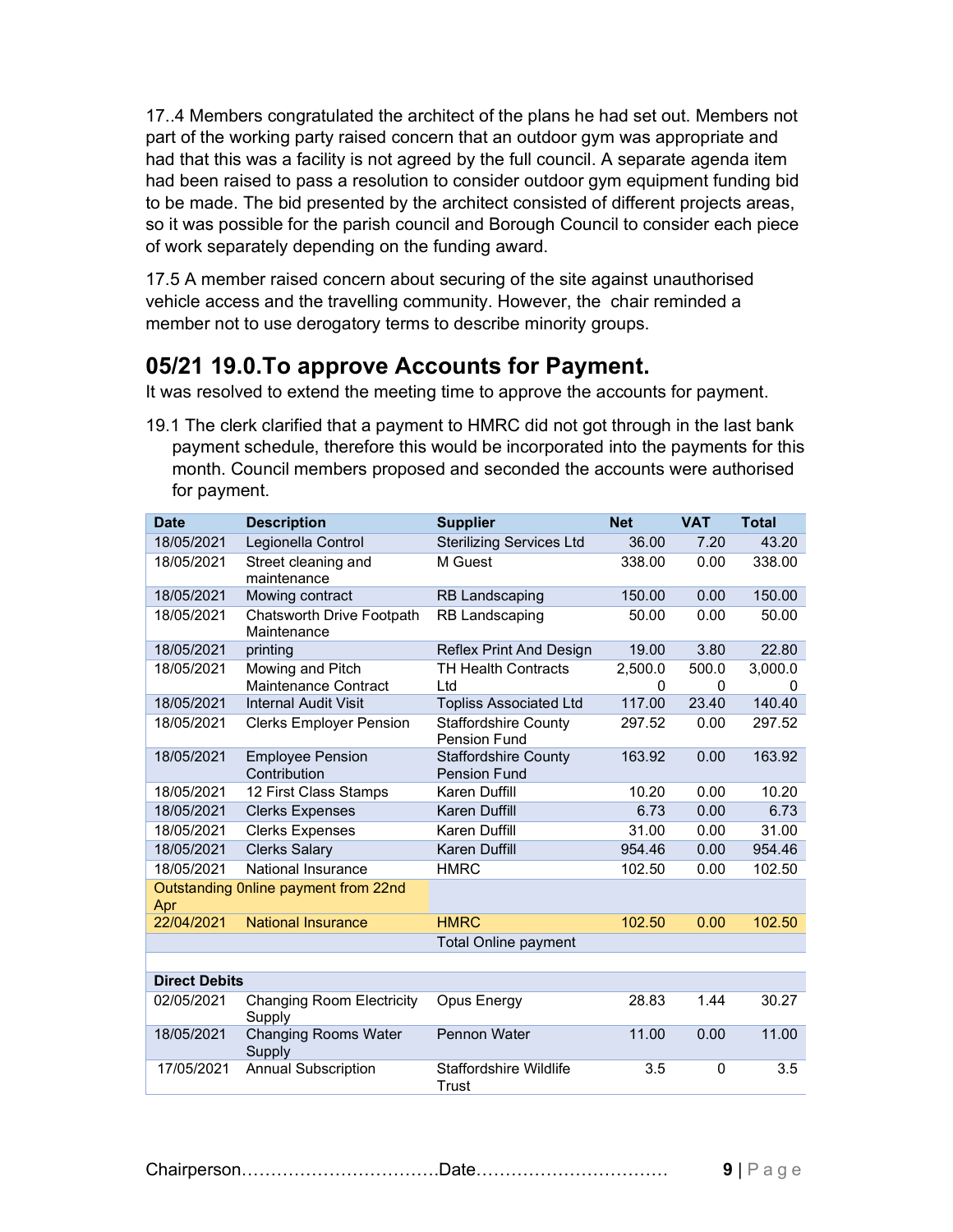17..4 Members congratulated the architect of the plans he had set out. Members not part of the working party raised concern that an outdoor gym was appropriate and had that this was a facility is not agreed by the full council. A separate agenda item had been raised to pass a resolution to consider outdoor gym equipment funding bid to be made. The bid presented by the architect consisted of different projects areas, so it was possible for the parish council and Borough Council to consider each piece of work separately depending on the funding award.

17.5 A member raised concern about securing of the site against unauthorised vehicle access and the travelling community. However, the chair reminded a member not to use derogatory terms to describe minority groups.

## 05/21 19.0.To approve Accounts for Payment.

It was resolved to extend the meeting time to approve the accounts for payment.

19.1 The clerk clarified that a payment to HMRC did not got through in the last bank payment schedule, therefore this would be incorporated into the payments for this month. Council members proposed and seconded the accounts were authorised for payment.

| Date | Description | Supplier | Net | VAT | Total |
|---|---|---|---|---|---|
| 18/05/2021 | Legionella Control | Sterilizing Services Ltd | 36.00 | 7.20 | 43.20 |
| 18/05/2021 | Street cleaning and maintenance | M Guest | 338.00 | 0.00 | 338.00 |
| 18/05/2021 | Mowing contract | RB Landscaping | 150.00 | 0.00 | 150.00 |
| 18/05/2021 | Chatsworth Drive Footpath Maintenance | RB Landscaping | 50.00 | 0.00 | 50.00 |
| 18/05/2021 | printing | Reflex Print And Design | 19.00 | 3.80 | 22.80 |
| 18/05/2021 | Mowing and Pitch Maintenance Contract | TH Health Contracts Ltd | 2,500.00 | 500.00 | 3,000.00 |
| 18/05/2021 | Internal Audit Visit | Topliss Associated Ltd | 117.00 | 23.40 | 140.40 |
| 18/05/2021 | Clerks Employer Pension | Staffordshire County Pension Fund | 297.52 | 0.00 | 297.52 |
| 18/05/2021 | Employee Pension Contribution | Staffordshire County Pension Fund | 163.92 | 0.00 | 163.92 |
| 18/05/2021 | 12 First Class Stamps | Karen Duffill | 10.20 | 0.00 | 10.20 |
| 18/05/2021 | Clerks Expenses | Karen Duffill | 6.73 | 0.00 | 6.73 |
| 18/05/2021 | Clerks Expenses | Karen Duffill | 31.00 | 0.00 | 31.00 |
| 18/05/2021 | Clerks Salary | Karen Duffill | 954.46 | 0.00 | 954.46 |
| 18/05/2021 | National Insurance | HMRC | 102.50 | 0.00 | 102.50 |
| Outstanding 0nline payment from 22nd Apr | | | | | |
| 22/04/2021 | National Insurance | HMRC | 102.50 | 0.00 | 102.50 |
| | | Total Online payment | | | |
| | | | | | |
| **Direct Debits** | | | | | |
| 02/05/2021 | Changing Room Electricity Supply | Opus Energy | 28.83 | 1.44 | 30.27 |
| 18/05/2021 | Changing Rooms Water Supply | Pennon Water | 11.00 | 0.00 | 11.00 |
| 17/05/2021 | Annual Subscription | Staffordshire Wildlife Trust | 3.5 | 0 | 3.5 |

Chairperson……………………………Date……………………………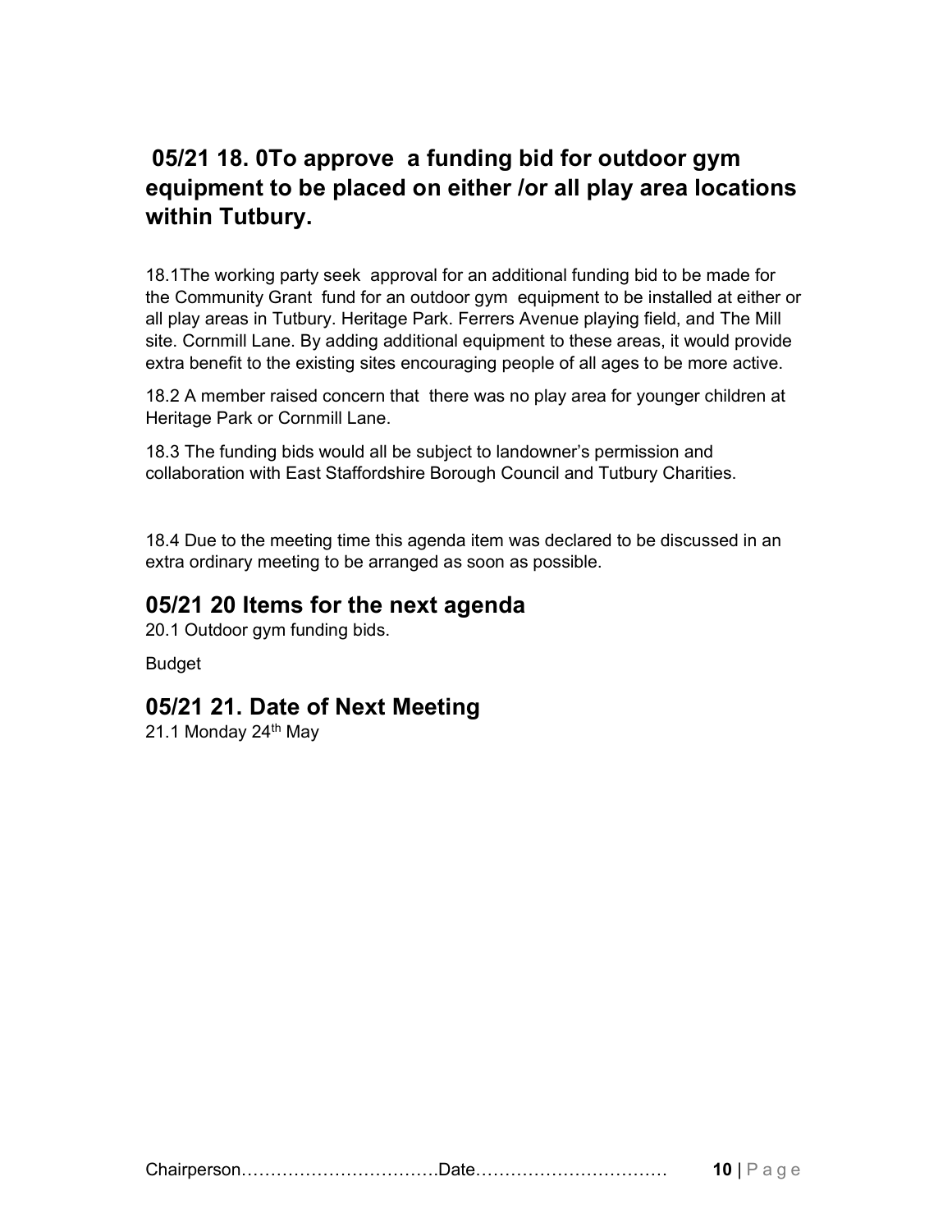## 05/21 18. 0To approve a funding bid for outdoor gym equipment to be placed on either /or all play area locations within Tutbury.

18.1The working party seek approval for an additional funding bid to be made for the Community Grant fund for an outdoor gym equipment to be installed at either or all play areas in Tutbury. Heritage Park. Ferrers Avenue playing field, and The Mill site. Cornmill Lane. By adding additional equipment to these areas, it would provide extra benefit to the existing sites encouraging people of all ages to be more active.

18.2 A member raised concern that there was no play area for younger children at Heritage Park or Cornmill Lane.

18.3 The funding bids would all be subject to landowner's permission and collaboration with East Staffordshire Borough Council and Tutbury Charities.

18.4 Due to the meeting time this agenda item was declared to be discussed in an extra ordinary meeting to be arranged as soon as possible.

## 05/21 20 Items for the next agenda

20.1 Outdoor gym funding bids.

Budget

## 05/21 21. Date of Next Meeting

21.1 Monday 24th May

Chairperson……………………………Date……………………………